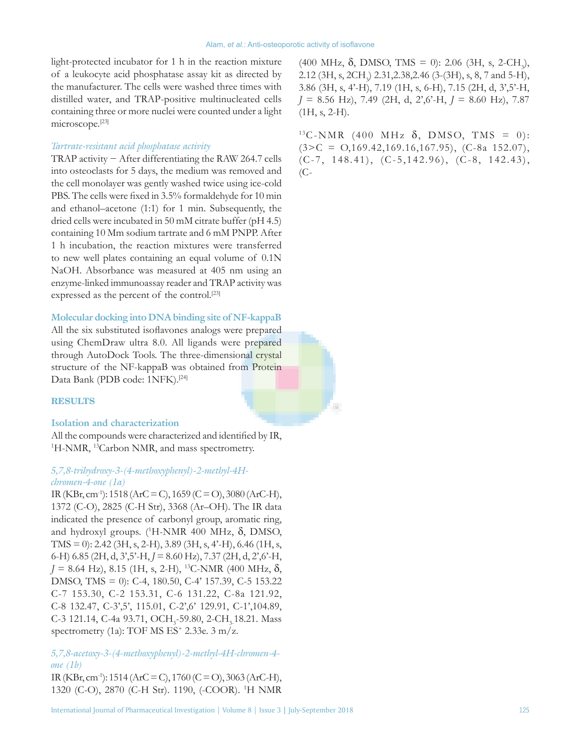light-protected incubator for 1 h in the reaction mixture of a leukocyte acid phosphatase assay kit as directed by the manufacturer. The cells were washed three times with distilled water, and TRAP-positive multinucleated cells containing three or more nuclei were counted under a light microscope.[23]

*Tartrate-resistant acid phosphatase activity*

TRAP activity − After differentiating the RAW 264.7 cells into osteoclasts for 5 days, the medium was removed and the cell monolayer was gently washed twice using ice-cold PBS. The cells were fixed in 3.5% formaldehyde for 10 min and ethanol–acetone (1:1) for 1 min. Subsequently, the dried cells were incubated in 50 mM citrate buffer (pH 4.5) containing 10 Mm sodium tartrate and 6 mM PNPP. After 1 h incubation, the reaction mixtures were transferred to new well plates containing an equal volume of 0.1N NaOH. Absorbance was measured at 405 nm using an enzyme-linked immunoassay reader and TRAP activity was expressed as the percent of the control.[23]

### Molecular docking into DNA binding site of NF-kappaB

All the six substituted isoflavones analogs were prepared using ChemDraw ultra 8.0. All ligands were prepared through AutoDock Tools. The three-dimensional crystal structure of the NF-kappaB was obtained from Protein Data Bank (PDB code: 1NFK).[24]

## RESULTS

### Isolation and characterization

All the compounds were characterized and identified by IR, $^1$H-NMR, $^{13}$Carbon NMR, and mass spectrometry.

*5,7,8-trihydroxy-3-(4-methoxyphenyl)-2-methyl-4H-chromen-4-one (1a)*

IR (KBr, cm$^{-1}$): 1518 (ArC = C), 1659 (C = O), 3080 (ArC-H), 1372 (C-O), 2825 (C-H Str), 3368 (Ar–OH). The IR data indicated the presence of carbonyl group, aromatic ring, and hydroxyl groups. ($^1$H-NMR 400 MHz, δ, DMSO, TMS = 0): 2.42 (3H, s, 2-H), 3.89 (3H, s, 4'-H), 6.46 (1H, s, 6-H) 6.85 (2H, d, 3',5'-H, *J* = 8.60 Hz), 7.37 (2H, d, 2',6'-H, *J* = 8.64 Hz), 8.15 (1H, s, 2-H), $^{13}$C-NMR (400 MHz, δ, DMSO, TMS = 0): C-4, 180.50, C-4' 157.39, C-5 153.22 C-7 153.30, C-2 153.31, C-6 131.22, C-8a 121.92, C-8 132.47, C-3',5', 115.01, C-2',6' 129.91, C-1',104.89, C-3 121.14, C-4a 93.71, $OCH_3$-59.80, 2-$CH_3$ 18.21. Mass spectrometry (1a): TOF MS ES$^+$ 2.33e. 3 m/z.

*5,7,8-acetoxy-3-(4-methoxyphenyl)-2-methyl-4H-chromen-4-one (1b)*

IR (KBr, cm$^{-1}$): 1514 (ArC = C), 1760 (C = O), 3063 (ArC-H), 1320 (C-O), 2870 (C-H Str). 1190, (-COOR). $^1$H NMR (400 MHz, δ, DMSO, TMS = 0): 2.06 (3H, s, 2-$CH_3$), 2.12 (3H, s, 2$CH_3$) 2.31,2.38,2.46 (3-(3H), s, 8, 7 and 5-H), 3.86 (3H, s, 4'-H), 7.19 (1H, s, 6-H), 7.15 (2H, d, 3',5'-H, *J* = 8.56 Hz), 7.49 (2H, d, 2',6'-H, *J* = 8.60 Hz), 7.87 (1H, s, 2-H).

$^{13}$C-NMR (400 MHz δ, DMSO, TMS = 0): (3>C = O,169.42,169.16,167.95), (C-8a 152.07), (C-7, 148.41), (C-5,142.96), (C-8, 142.43), (C-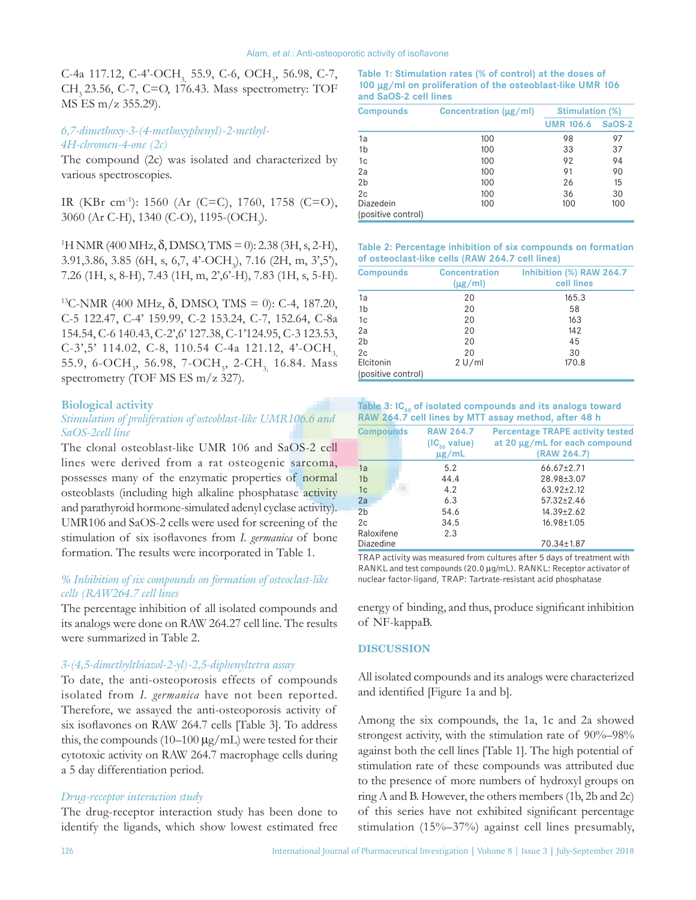C-4a 117.12, C-4'-$OCH_3$ 55.9, C-6, $OCH_3$, 56.98, C-7, $CH_3$ 23.56, C-7, C=O, 176.43. Mass spectrometry: TOF MS ES m/z 355.29).

*6,7-dimethoxy-3-(4-methoxyphenyl)-2-methyl-4H-chromen-4-one (2c)*

The compound (2c) was isolated and characterized by various spectroscopies.

IR (KBr $cm^{-1}$): 1560 (Ar (C=C), 1760, 1758 (C=O), 3060 (Ar C-H), 1340 (C-O), 1195-($OCH_3$).

$^1$H NMR (400 MHz, δ, DMSO, TMS = 0): 2.38 (3H, s, 2-H), 3.91,3.86, 3.85 (6H, s, 6,7, 4'-$OCH_3$), 7.16 (2H, m, 3',5'), 7.26 (1H, s, 8-H), 7.43 (1H, m, 2',6'-H), 7.83 (1H, s, 5-H).

$^{13}$C-NMR (400 MHz, δ, DMSO, TMS = 0): C-4, 187.20, C-5 122.47, C-4' 159.99, C-2 153.24, C-7, 152.64, C-8a 154.54, C-6 140.43, C-2',6' 127.38, C-1'124.95, C-3 123.53, C-3',5' 114.02, C-8, 110.54 C-4a 121.12, 4'-$OCH_3$ 55.9, 6-$OCH_3$, 56.98, 7-$OCH_3$, 2-$CH_3$ 16.84. Mass spectrometry (TOF MS ES m/z 327).

## Biological activity

*Stimulation of proliferation of osteoblast-like UMR106.6 and SaOS-2cell line*

The clonal osteoblast-like UMR 106 and SaOS-2 cell lines were derived from a rat osteogenic sarcoma, possesses many of the enzymatic properties of normal osteoblasts (including high alkaline phosphatase activity and parathyroid hormone-simulated adenyl cyclase activity). UMR106 and SaOS-2 cells were used for screening of the stimulation of six isoflavones from *I. germanica* of bone formation. The results were incorporated in Table 1.

*% Inhibition of six compounds on formation of osteoclast-like cells (RAW264.7 cell lines)*

The percentage inhibition of all isolated compounds and its analogs were done on RAW 264.27 cell line. The results were summarized in Table 2.

*3-(4,5-dimethylthiazol-2-yl)-2,5-diphenyltetra assay*

To date, the anti-osteoporosis effects of compounds isolated from *I. germanica* have not been reported. Therefore, we assayed the anti-osteoporosis activity of six isoflavones on RAW 264.7 cells [Table 3]. To address this, the compounds (10–100 μg/mL) were tested for their cytotoxic activity on RAW 264.7 macrophage cells during a 5 day differentiation period.

*Drug-receptor interaction study*

The drug-receptor interaction study has been done to identify the ligands, which show lowest estimated free energy of binding, and thus, produce significant inhibition of NF-kappaB.

**Table 1: Stimulation rates (% of control) at the doses of 100 μg/ml on proliferation of the osteoblast-like UMR 106 and SaOS-2 cell lines**

| Compounds | Concentration (μg/ml) | Stimulation (%) | |
|---|---|---|---|
| | | UMR 106.6 | SaOS-2 |
| 1a | 100 | 98 | 97 |
| 1b | 100 | 33 | 37 |
| 1c | 100 | 92 | 94 |
| 2a | 100 | 91 | 90 |
| 2b | 100 | 26 | 15 |
| 2c | 100 | 36 | 30 |
| Diazedein (positive control) | 100 | 100 | 100 |

**Table 2: Percentage inhibition of six compounds on formation of osteoclast-like cells (RAW 264.7 cell lines)**

| Compounds | Concentration (μg/ml) | Inhibition (%) RAW 264.7 cell lines |
|---|---|---|
| 1a | 20 | 165.3 |
| 1b | 20 | 58 |
| 1c | 20 | 163 |
| 2a | 20 | 142 |
| 2b | 20 | 45 |
| 2c | 20 | 30 |
| Elcitonin (positive control) | 2 U/ml | 170.8 |

**Table 3: $IC_{50}$ of isolated compounds and its analogs toward RAW 264.7 cell lines by MTT assay method, after 48 h**

| Compounds | RAW 264.7 ($IC_{50}$ value) μg/mL | Percentage TRAPE activity tested at 20 μg/mL for each compound (RAW 264.7) |
|---|---|---|
| 1a | 5.2 | 66.67±2.71 |
| 1b | 44.4 | 28.98±3.07 |
| 1c | 4.2 | 63.92±2.12 |
| 2a | 6.3 | 57.32±2.46 |
| 2b | 54.6 | 14.39±2.62 |
| 2c | 34.5 | 16.98±1.05 |
| Raloxifene | 2.3 | |
| Diazedine | | 70.34±1.87 |

TRAP activity was measured from cultures after 5 days of treatment with RANKL and test compounds (20.0 μg/mL). RANKL: Receptor activator of nuclear factor-ligand, TRAP: Tartrate-resistant acid phosphatase

## DISCUSSION

All isolated compounds and its analogs were characterized and identified [Figure 1a and b].

Among the six compounds, the 1a, 1c and 2a showed strongest activity, with the stimulation rate of 90%–98% against both the cell lines [Table 1]. The high potential of stimulation rate of these compounds was attributed due to the presence of more numbers of hydroxyl groups on ring A and B. However, the others members (1b, 2b and 2c) of this series have not exhibited significant percentage stimulation (15%–37%) against cell lines presumably,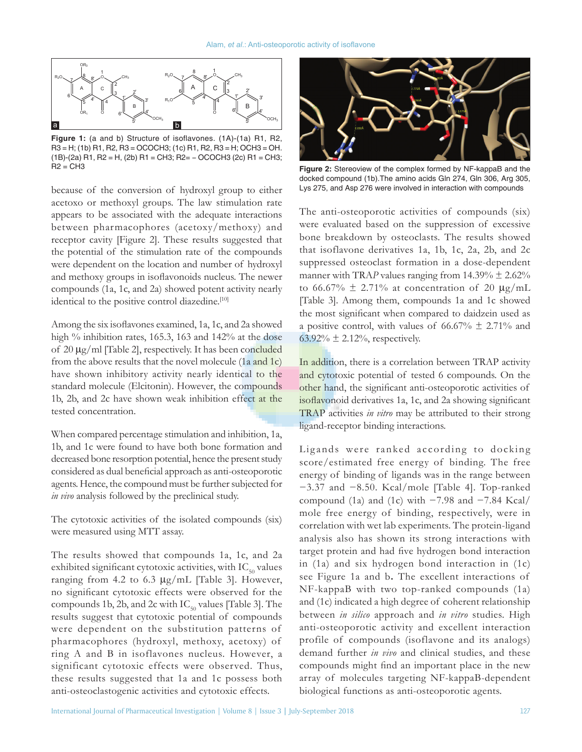Figure 1: (a and b) Structure of isoflavones. (1A)-(1a) R1, R2, R3 = H; (1b) R1, R2, R3 = OCOCH3; (1c) R1, R2, R3 = H; OCH3 = OH. (1B)-(2a) R1, R2 = H, (2b) R1 = CH3; R2= – OCOCH3 (2c) R1 = CH3; R2 = CH3

because of the conversion of hydroxyl group to either acetoxo or methoxyl groups. The law stimulation rate appears to be associated with the adequate interactions between pharmacophores (acetoxy/methoxy) and receptor cavity [Figure 2]. These results suggested that the potential of the stimulation rate of the compounds were dependent on the location and number of hydroxyl and methoxy groups in isoflavonoids nucleus. The newer compounds (1a, 1c, and 2a) showed potent activity nearly identical to the positive control diazedine.[10]

Among the six isoflavones examined, 1a, 1c, and 2a showed high % inhibition rates, 165.3, 163 and 142% at the dose of 20 μg/ml [Table 2], respectively. It has been concluded from the above results that the novel molecule (1a and 1c) have shown inhibitory activity nearly identical to the standard molecule (Elcitonin). However, the compounds 1b, 2b, and 2c have shown weak inhibition effect at the tested concentration.

When compared percentage stimulation and inhibition, 1a, 1b, and 1c were found to have both bone formation and decreased bone resorption potential, hence the present study considered as dual beneficial approach as anti-osteoporotic agents. Hence, the compound must be further subjected for *in vivo* analysis followed by the preclinical study.

The cytotoxic activities of the isolated compounds (six) were measured using MTT assay.

The results showed that compounds 1a, 1c, and 2a exhibited significant cytotoxic activities, with $IC_{50}$ values ranging from 4.2 to 6.3 μg/mL [Table 3]. However, no significant cytotoxic effects were observed for the compounds 1b, 2b, and 2c with $IC_{50}$ values [Table 3]. The results suggest that cytotoxic potential of compounds were dependent on the substitution patterns of pharmacophores (hydroxyl, methoxy, acetoxy) of ring A and B in isoflavones nucleus. However, a significant cytotoxic effects were observed. Thus, these results suggested that 1a and 1c possess both anti-osteoclastogenic activities and cytotoxic effects.

Figure 2: Stereoview of the complex formed by NF-kappaB and the docked compound (1b).The amino acids Gln 274, Gln 306, Arg 305, Lys 275, and Asp 276 were involved in interaction with compounds

The anti-osteoporotic activities of compounds (six) were evaluated based on the suppression of excessive bone breakdown by osteoclasts. The results showed that isoflavone derivatives 1a, 1b, 1c, 2a, 2b, and 2c suppressed osteoclast formation in a dose-dependent manner with TRA*P* values ranging from 14.39% ± 2.62% to 66.67% ± 2.71% at concentration of 20 μg/mL [Table 3]. Among them, compounds 1a and 1c showed the most significant when compared to daidzein used as a positive control, with values of 66.67% ± 2.71% and 63.92% ± 2.12%, respectively.

In addition, there is a correlation between TRAP activity and cytotoxic potential of tested 6 compounds. On the other hand, the significant anti-osteoporotic activities of isoflavonoid derivatives 1a, 1c, and 2a showing significant TRAP activities *in vitro* may be attributed to their strong ligand-receptor binding interactions.

Ligands were ranked according to docking score/estimated free energy of binding. The free energy of binding of ligands was in the range between −3.37 and −8.50. Kcal/mole [Table 4]. Top-ranked compound (1a) and (1c) with −7.98 and −7.84 Kcal/mole free energy of binding, respectively, were in correlation with wet lab experiments. The protein-ligand analysis also has shown its strong interactions with target protein and had five hydrogen bond interaction in (1a) and six hydrogen bond interaction in (1c) see Figure 1a and b. The excellent interactions of NF-kappaB with two top-ranked compounds (1a) and (1c) indicated a high degree of coherent relationship between *in silico* approach and *in vitro* studies. High anti-osteoporotic activity and excellent interaction profile of compounds (isoflavone and its analogs) demand further *in vivo* and clinical studies, and these compounds might find an important place in the new array of molecules targeting NF-kappaB-dependent biological functions as anti-osteoporotic agents.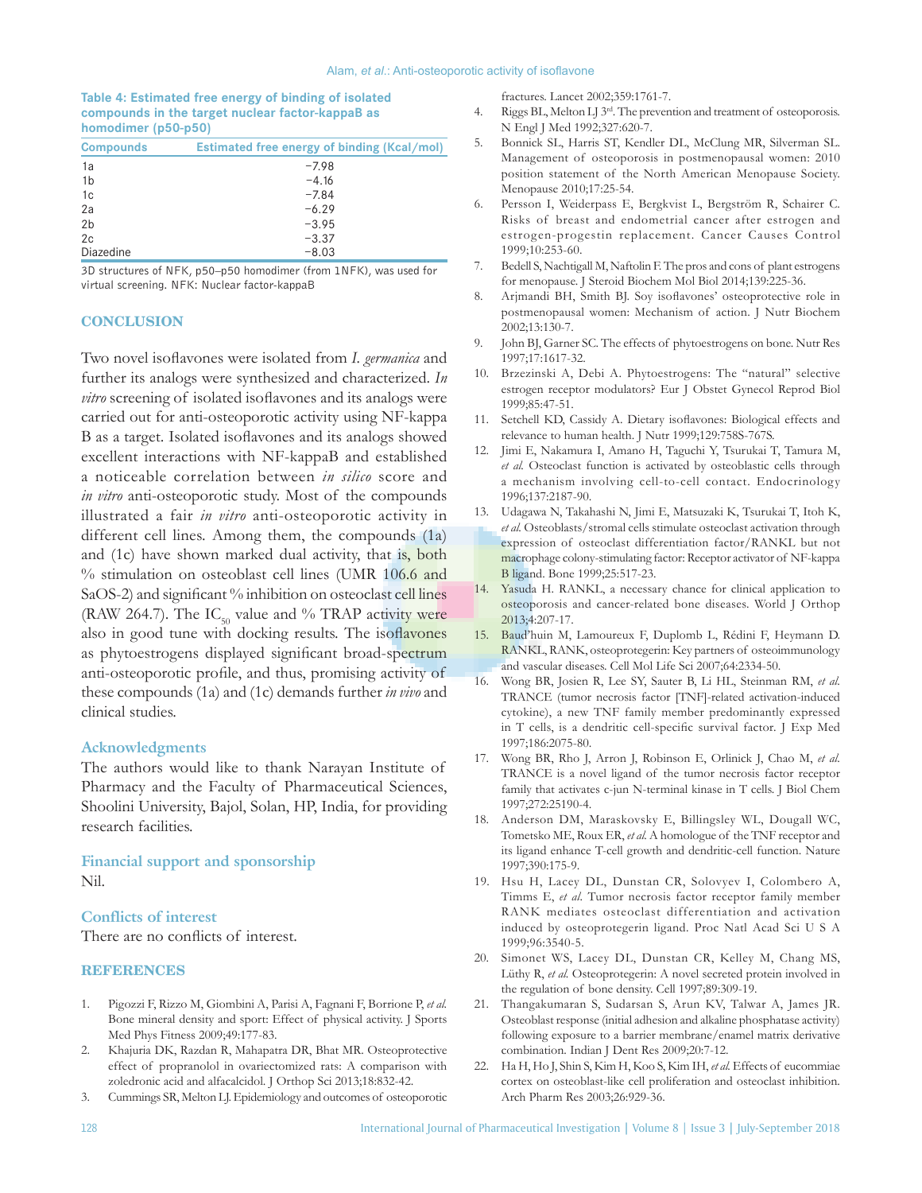**Table 4: Estimated free energy of binding of isolated compounds in the target nuclear factor-kappaB as homodimer (p50-p50)**

| Compounds | Estimated free energy of binding (Kcal/mol) |
|---|---|
| 1a | −7.98 |
| 1b | −4.16 |
| 1c | −7.84 |
| 2a | −6.29 |
| 2b | −3.95 |
| 2c | −3.37 |
| Diazedine | −8.03 |

3D structures of NFK, p50–p50 homodimer (from 1NFK), was used for virtual screening. NFK: Nuclear factor-kappaB

## CONCLUSION

Two novel isoflavones were isolated from *I. germanica* and further its analogs were synthesized and characterized. *In vitro* screening of isolated isoflavones and its analogs were carried out for anti-osteoporotic activity using NF-kappa B as a target. Isolated isoflavones and its analogs showed excellent interactions with NF-kappaB and established a noticeable correlation between *in silico* score and *in vitro* anti-osteoporotic study. Most of the compounds illustrated a fair *in vitro* anti-osteoporotic activity in different cell lines. Among them, the compounds (1a) and (1c) have shown marked dual activity, that is, both % stimulation on osteoblast cell lines (UMR 106.6 and SaOS-2) and significant % inhibition on osteoclast cell lines (RAW 264.7). The $IC_{50}$ value and % TRAP activity were also in good tune with docking results. The isoflavones as phytoestrogens displayed significant broad-spectrum anti-osteoporotic profile, and thus, promising activity of these compounds (1a) and (1c) demands further *in vivo* and clinical studies.

### Acknowledgments

The authors would like to thank Narayan Institute of Pharmacy and the Faculty of Pharmaceutical Sciences, Shoolini University, Bajol, Solan, HP, India, for providing research facilities.

### Financial support and sponsorship

Nil.

### Conflicts of interest

There are no conflicts of interest.

## REFERENCES

1. Pigozzi F, Rizzo M, Giombini A, Parisi A, Fagnani F, Borrione P, *et al.* Bone mineral density and sport: Effect of physical activity. J Sports Med Phys Fitness 2009;49:177-83.
2. Khajuria DK, Razdan R, Mahapatra DR, Bhat MR. Osteoprotective effect of propranolol in ovariectomized rats: A comparison with zoledronic acid and alfacalcidol. J Orthop Sci 2013;18:832-42.
3. Cummings SR, Melton LJ. Epidemiology and outcomes of osteoporotic fractures. Lancet 2002;359:1761-7.
4. Riggs BL, Melton LJ 3rd. The prevention and treatment of osteoporosis. N Engl J Med 1992;327:620-7.
5. Bonnick SL, Harris ST, Kendler DL, McClung MR, Silverman SL. Management of osteoporosis in postmenopausal women: 2010 position statement of the North American Menopause Society. Menopause 2010;17:25-54.
6. Persson I, Weiderpass E, Bergkvist L, Bergström R, Schairer C. Risks of breast and endometrial cancer after estrogen and estrogen-progestin replacement. Cancer Causes Control 1999;10:253-60.
7. Bedell S, Nachtigall M, Naftolin F. The pros and cons of plant estrogens for menopause. J Steroid Biochem Mol Biol 2014;139:225-36.
8. Arjmandi BH, Smith BJ. Soy isoflavones' osteoprotective role in postmenopausal women: Mechanism of action. J Nutr Biochem 2002;13:130-7.
9. John BJ, Garner SC. The effects of phytoestrogens on bone. Nutr Res 1997;17:1617-32.
10. Brzezinski A, Debi A. Phytoestrogens: The "natural" selective estrogen receptor modulators? Eur J Obstet Gynecol Reprod Biol 1999;85:47-51.
11. Setchell KD, Cassidy A. Dietary isoflavones: Biological effects and relevance to human health. J Nutr 1999;129:758S-767S.
12. Jimi E, Nakamura I, Amano H, Taguchi Y, Tsurukai T, Tamura M, *et al.* Osteoclast function is activated by osteoblastic cells through a mechanism involving cell-to-cell contact. Endocrinology 1996;137:2187-90.
13. Udagawa N, Takahashi N, Jimi E, Matsuzaki K, Tsurukai T, Itoh K, *et al.* Osteoblasts/stromal cells stimulate osteoclast activation through expression of osteoclast differentiation factor/RANKL but not macrophage colony-stimulating factor: Receptor activator of NF-kappa B ligand. Bone 1999;25:517-23.
14. Yasuda H. RANKL, a necessary chance for clinical application to osteoporosis and cancer-related bone diseases. World J Orthop 2013;4:207-17.
15. Baud'huin M, Lamoureux F, Duplomb L, Rédini F, Heymann D. RANKL, RANK, osteoprotegerin: Key partners of osteoimmunology and vascular diseases. Cell Mol Life Sci 2007;64:2334-50.
16. Wong BR, Josien R, Lee SY, Sauter B, Li HL, Steinman RM, *et al.* TRANCE (tumor necrosis factor [TNF]-related activation-induced cytokine), a new TNF family member predominantly expressed in T cells, is a dendritic cell-specific survival factor. J Exp Med 1997;186:2075-80.
17. Wong BR, Rho J, Arron J, Robinson E, Orlinick J, Chao M, *et al.* TRANCE is a novel ligand of the tumor necrosis factor receptor family that activates c-jun N-terminal kinase in T cells. J Biol Chem 1997;272:25190-4.
18. Anderson DM, Maraskovsky E, Billingsley WL, Dougall WC, Tometsko ME, Roux ER, *et al.* A homologue of the TNF receptor and its ligand enhance T-cell growth and dendritic-cell function. Nature 1997;390:175-9.
19. Hsu H, Lacey DL, Dunstan CR, Solovyev I, Colombero A, Timms E, *et al.* Tumor necrosis factor receptor family member RANK mediates osteoclast differentiation and activation induced by osteoprotegerin ligand. Proc Natl Acad Sci U S A 1999;96:3540-5.
20. Simonet WS, Lacey DL, Dunstan CR, Kelley M, Chang MS, Lüthy R, *et al.* Osteoprotegerin: A novel secreted protein involved in the regulation of bone density. Cell 1997;89:309-19.
21. Thangakumaran S, Sudarsan S, Arun KV, Talwar A, James JR. Osteoblast response (initial adhesion and alkaline phosphatase activity) following exposure to a barrier membrane/enamel matrix derivative combination. Indian J Dent Res 2009;20:7-12.
22. Ha H, Ho J, Shin S, Kim H, Koo S, Kim IH, *et al.* Effects of eucommiae cortex on osteoblast-like cell proliferation and osteoclast inhibition. Arch Pharm Res 2003;26:929-36.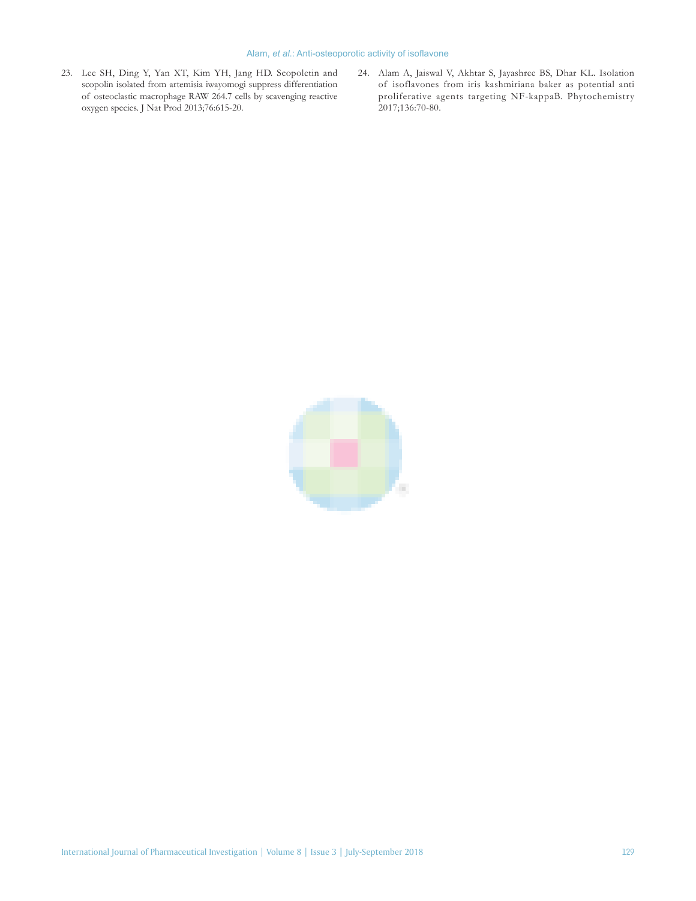23. Lee SH, Ding Y, Yan XT, Kim YH, Jang HD. Scopoletin and scopolin isolated from artemisia iwayomogi suppress differentiation of osteoclastic macrophage RAW 264.7 cells by scavenging reactive oxygen species. J Nat Prod 2013;76:615-20.
24. Alam A, Jaiswal V, Akhtar S, Jayashree BS, Dhar KL. Isolation of isoflavones from iris kashmiriana baker as potential anti proliferative agents targeting NF-kappaB. Phytochemistry 2017;136:70-80.